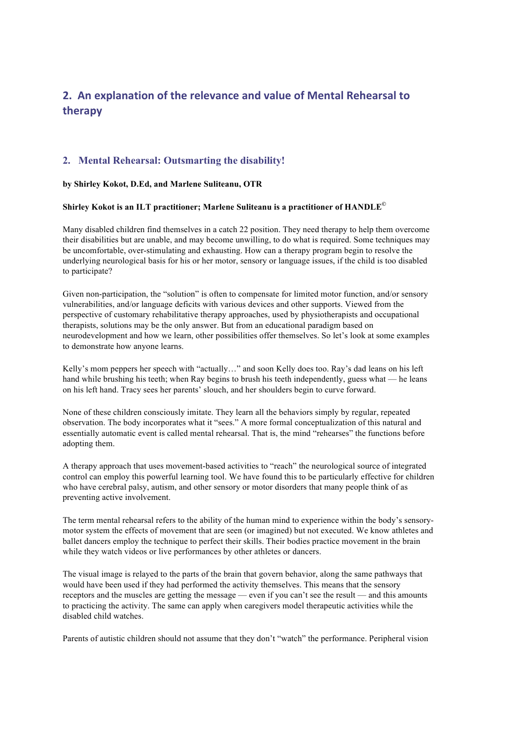## 2. An explanation of the relevance and value of Mental Rehearsal to therapy

### 2. Mental Rehearsal: Outsmarting the disability!

**by Shirley Kokot, D.Ed, and Marlene Suliteanu, OTR**

**Shirley Kokot is an ILT practitioner; Marlene Suliteanu is a practitioner of HANDLE©**

Many disabled children find themselves in a catch 22 position. They need therapy to help them overcome their disabilities but are unable, and may become unwilling, to do what is required. Some techniques may be uncomfortable, over-stimulating and exhausting. How can a therapy program begin to resolve the underlying neurological basis for his or her motor, sensory or language issues, if the child is too disabled to participate?

Given non-participation, the "solution" is often to compensate for limited motor function, and/or sensory vulnerabilities, and/or language deficits with various devices and other supports. Viewed from the perspective of customary rehabilitative therapy approaches, used by physiotherapists and occupational therapists, solutions may be the only answer. But from an educational paradigm based on neurodevelopment and how we learn, other possibilities offer themselves. So let's look at some examples to demonstrate how anyone learns.

Kelly's mom peppers her speech with "actually…" and soon Kelly does too. Ray's dad leans on his left hand while brushing his teeth; when Ray begins to brush his teeth independently, guess what — he leans on his left hand. Tracy sees her parents' slouch, and her shoulders begin to curve forward.

None of these children consciously imitate. They learn all the behaviors simply by regular, repeated observation. The body incorporates what it "sees." A more formal conceptualization of this natural and essentially automatic event is called mental rehearsal. That is, the mind "rehearses" the functions before adopting them.

A therapy approach that uses movement-based activities to "reach" the neurological source of integrated control can employ this powerful learning tool. We have found this to be particularly effective for children who have cerebral palsy, autism, and other sensory or motor disorders that many people think of as preventing active involvement.

The term mental rehearsal refers to the ability of the human mind to experience within the body's sensory-motor system the effects of movement that are seen (or imagined) but not executed. We know athletes and ballet dancers employ the technique to perfect their skills. Their bodies practice movement in the brain while they watch videos or live performances by other athletes or dancers.

The visual image is relayed to the parts of the brain that govern behavior, along the same pathways that would have been used if they had performed the activity themselves. This means that the sensory receptors and the muscles are getting the message — even if you can't see the result — and this amounts to practicing the activity. The same can apply when caregivers model therapeutic activities while the disabled child watches.

Parents of autistic children should not assume that they don't "watch" the performance. Peripheral vision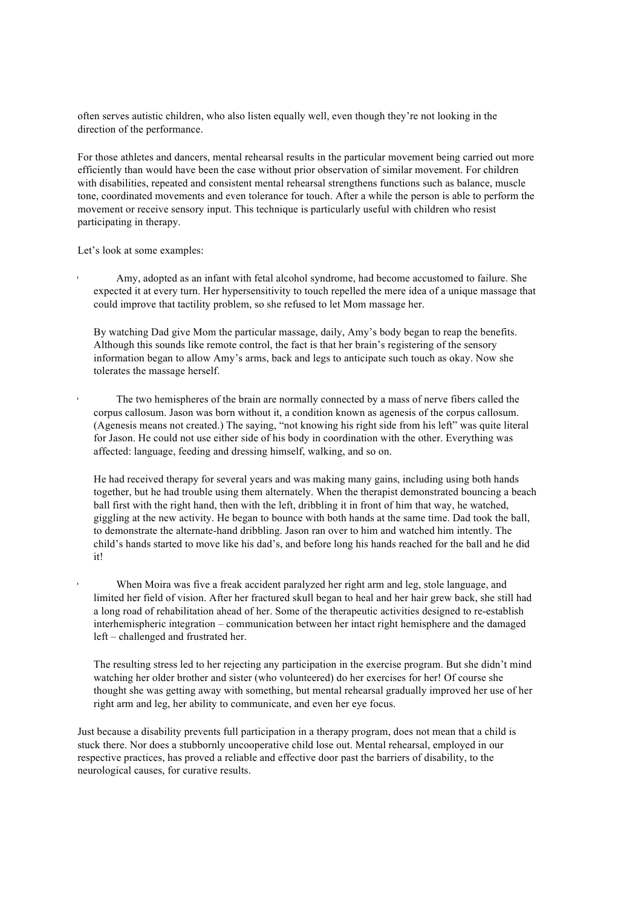often serves autistic children, who also listen equally well, even though they're not looking in the direction of the performance.

For those athletes and dancers, mental rehearsal results in the particular movement being carried out more efficiently than would have been the case without prior observation of similar movement. For children with disabilities, repeated and consistent mental rehearsal strengthens functions such as balance, muscle tone, coordinated movements and even tolerance for touch. After a while the person is able to perform the movement or receive sensory input. This technique is particularly useful with children who resist participating in therapy.

Let's look at some examples:

- Amy, adopted as an infant with fetal alcohol syndrome, had become accustomed to failure. She expected it at every turn. Her hypersensitivity to touch repelled the mere idea of a unique massage that could improve that tactility problem, so she refused to let Mom massage her.

  By watching Dad give Mom the particular massage, daily, Amy's body began to reap the benefits. Although this sounds like remote control, the fact is that her brain's registering of the sensory information began to allow Amy's arms, back and legs to anticipate such touch as okay. Now she tolerates the massage herself.

- The two hemispheres of the brain are normally connected by a mass of nerve fibers called the corpus callosum. Jason was born without it, a condition known as agenesis of the corpus callosum. (Agenesis means not created.) The saying, "not knowing his right side from his left" was quite literal for Jason. He could not use either side of his body in coordination with the other. Everything was affected: language, feeding and dressing himself, walking, and so on.

  He had received therapy for several years and was making many gains, including using both hands together, but he had trouble using them alternately. When the therapist demonstrated bouncing a beach ball first with the right hand, then with the left, dribbling it in front of him that way, he watched, giggling at the new activity. He began to bounce with both hands at the same time. Dad took the ball, to demonstrate the alternate-hand dribbling. Jason ran over to him and watched him intently. The child's hands started to move like his dad's, and before long his hands reached for the ball and he did it!

- When Moira was five a freak accident paralyzed her right arm and leg, stole language, and limited her field of vision. After her fractured skull began to heal and her hair grew back, she still had a long road of rehabilitation ahead of her. Some of the therapeutic activities designed to re-establish interhemispheric integration – communication between her intact right hemisphere and the damaged left – challenged and frustrated her.

  The resulting stress led to her rejecting any participation in the exercise program. But she didn't mind watching her older brother and sister (who volunteered) do her exercises for her! Of course she thought she was getting away with something, but mental rehearsal gradually improved her use of her right arm and leg, her ability to communicate, and even her eye focus.

Just because a disability prevents full participation in a therapy program, does not mean that a child is stuck there. Nor does a stubbornly uncooperative child lose out. Mental rehearsal, employed in our respective practices, has proved a reliable and effective door past the barriers of disability, to the neurological causes, for curative results.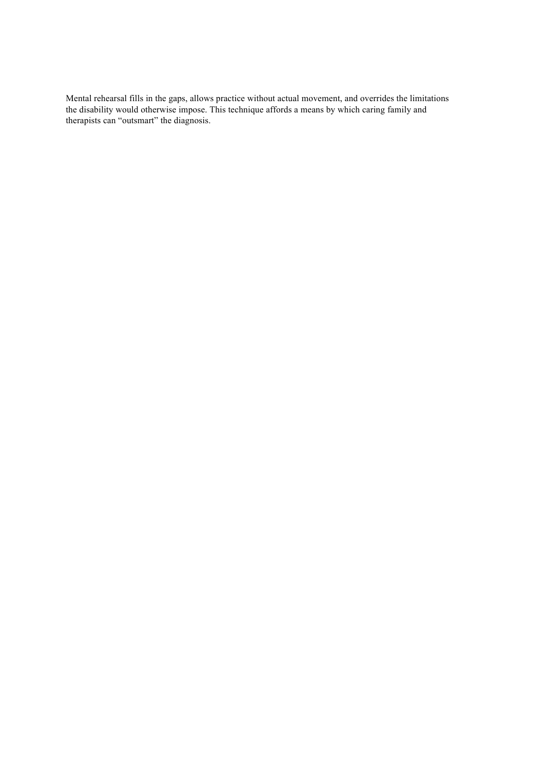Mental rehearsal fills in the gaps, allows practice without actual movement, and overrides the limitations the disability would otherwise impose. This technique affords a means by which caring family and therapists can “outsmart” the diagnosis.